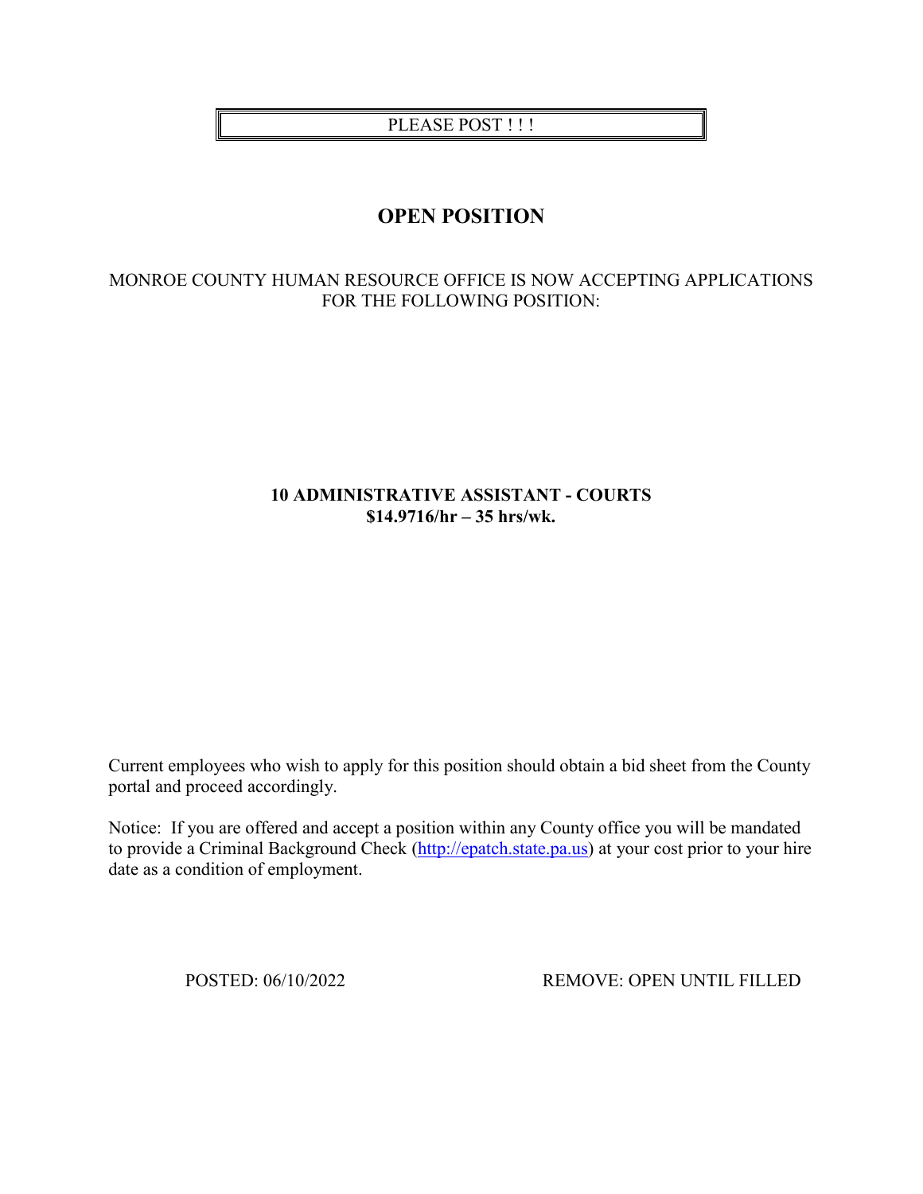PLEASE POST ! ! !

# OPEN POSITION

MONROE COUNTY HUMAN RESOURCE OFFICE IS NOW ACCEPTING APPLICATIONS FOR THE FOLLOWING POSITION:

**10 ADMINISTRATIVE ASSISTANT - COURTS**
**$14.9716/hr – 35 hrs/wk.**

Current employees who wish to apply for this position should obtain a bid sheet from the County portal and proceed accordingly.

Notice: If you are offered and accept a position within any County office you will be mandated to provide a Criminal Background Check (http://epatch.state.pa.us) at your cost prior to your hire date as a condition of employment.

POSTED: 06/10/2022 REMOVE: OPEN UNTIL FILLED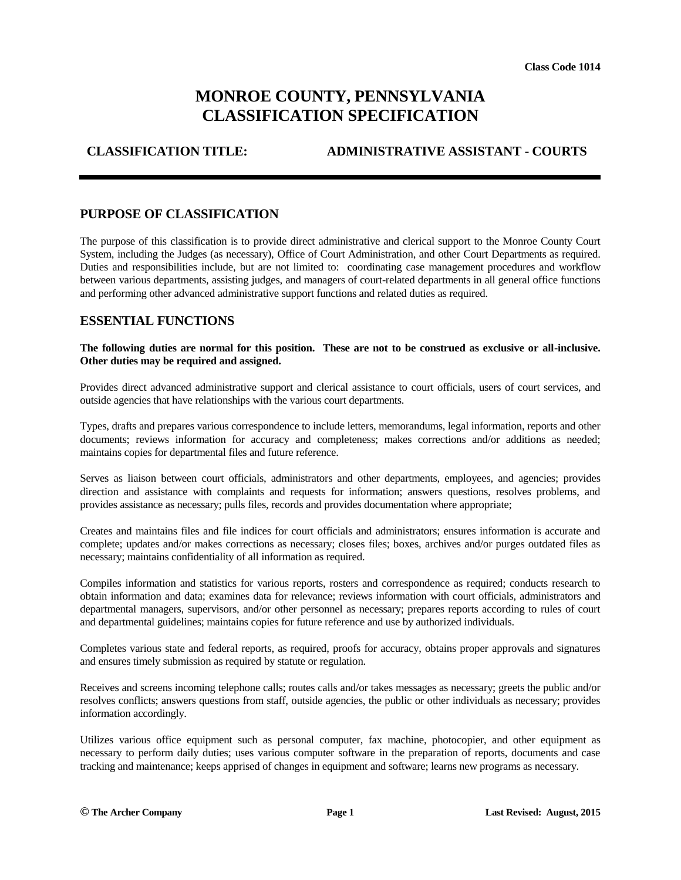Class Code 1014

# MONROE COUNTY, PENNSYLVANIA
# CLASSIFICATION SPECIFICATION

**CLASSIFICATION TITLE:** **ADMINISTRATIVE ASSISTANT - COURTS**

---

## PURPOSE OF CLASSIFICATION

The purpose of this classification is to provide direct administrative and clerical support to the Monroe County Court System, including the Judges (as necessary), Office of Court Administration, and other Court Departments as required. Duties and responsibilities include, but are not limited to: coordinating case management procedures and workflow between various departments, assisting judges, and managers of court-related departments in all general office functions and performing other advanced administrative support functions and related duties as required.

## ESSENTIAL FUNCTIONS

**The following duties are normal for this position. These are not to be construed as exclusive or all-inclusive. Other duties may be required and assigned.**

Provides direct advanced administrative support and clerical assistance to court officials, users of court services, and outside agencies that have relationships with the various court departments.

Types, drafts and prepares various correspondence to include letters, memorandums, legal information, reports and other documents; reviews information for accuracy and completeness; makes corrections and/or additions as needed; maintains copies for departmental files and future reference.

Serves as liaison between court officials, administrators and other departments, employees, and agencies; provides direction and assistance with complaints and requests for information; answers questions, resolves problems, and provides assistance as necessary; pulls files, records and provides documentation where appropriate;

Creates and maintains files and file indices for court officials and administrators; ensures information is accurate and complete; updates and/or makes corrections as necessary; closes files; boxes, archives and/or purges outdated files as necessary; maintains confidentiality of all information as required.

Compiles information and statistics for various reports, rosters and correspondence as required; conducts research to obtain information and data; examines data for relevance; reviews information with court officials, administrators and departmental managers, supervisors, and/or other personnel as necessary; prepares reports according to rules of court and departmental guidelines; maintains copies for future reference and use by authorized individuals.

Completes various state and federal reports, as required, proofs for accuracy, obtains proper approvals and signatures and ensures timely submission as required by statute or regulation.

Receives and screens incoming telephone calls; routes calls and/or takes messages as necessary; greets the public and/or resolves conflicts; answers questions from staff, outside agencies, the public or other individuals as necessary; provides information accordingly.

Utilizes various office equipment such as personal computer, fax machine, photocopier, and other equipment as necessary to perform daily duties; uses various computer software in the preparation of reports, documents and case tracking and maintenance; keeps apprised of changes in equipment and software; learns new programs as necessary.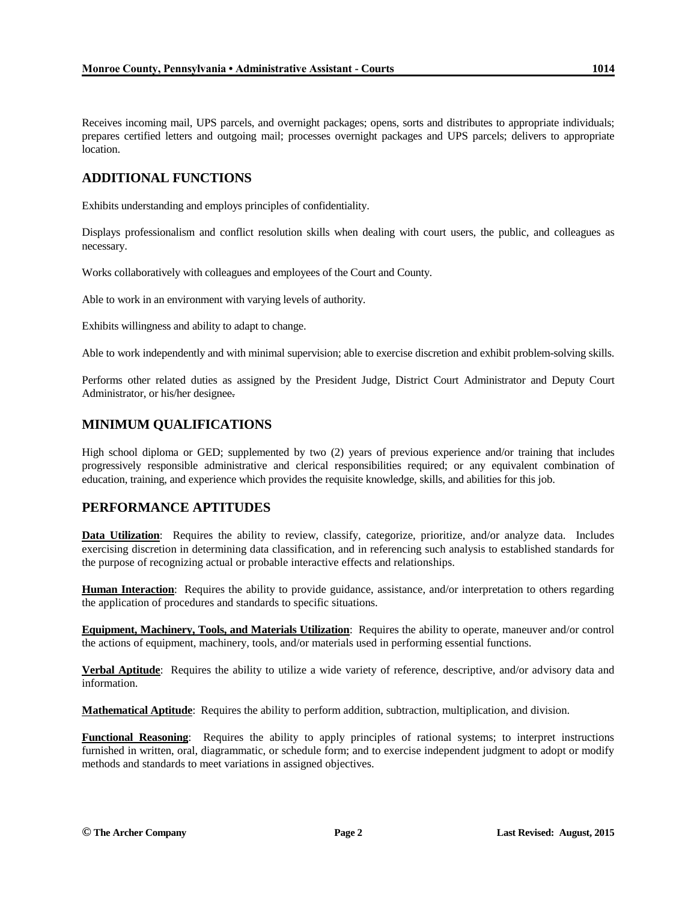Receives incoming mail, UPS parcels, and overnight packages; opens, sorts and distributes to appropriate individuals; prepares certified letters and outgoing mail; processes overnight packages and UPS parcels; delivers to appropriate location.

## ADDITIONAL FUNCTIONS

Exhibits understanding and employs principles of confidentiality.

Displays professionalism and conflict resolution skills when dealing with court users, the public, and colleagues as necessary.

Works collaboratively with colleagues and employees of the Court and County.

Able to work in an environment with varying levels of authority.

Exhibits willingness and ability to adapt to change.

Able to work independently and with minimal supervision; able to exercise discretion and exhibit problem-solving skills.

Performs other related duties as assigned by the President Judge, District Court Administrator and Deputy Court Administrator, or his/her designee.

## MINIMUM QUALIFICATIONS

High school diploma or GED; supplemented by two (2) years of previous experience and/or training that includes progressively responsible administrative and clerical responsibilities required; or any equivalent combination of education, training, and experience which provides the requisite knowledge, skills, and abilities for this job.

## PERFORMANCE APTITUDES

**Data Utilization**: Requires the ability to review, classify, categorize, prioritize, and/or analyze data. Includes exercising discretion in determining data classification, and in referencing such analysis to established standards for the purpose of recognizing actual or probable interactive effects and relationships.

**Human Interaction**: Requires the ability to provide guidance, assistance, and/or interpretation to others regarding the application of procedures and standards to specific situations.

**Equipment, Machinery, Tools, and Materials Utilization**: Requires the ability to operate, maneuver and/or control the actions of equipment, machinery, tools, and/or materials used in performing essential functions.

**Verbal Aptitude**: Requires the ability to utilize a wide variety of reference, descriptive, and/or advisory data and information.

**Mathematical Aptitude**: Requires the ability to perform addition, subtraction, multiplication, and division.

**Functional Reasoning**: Requires the ability to apply principles of rational systems; to interpret instructions furnished in written, oral, diagrammatic, or schedule form; and to exercise independent judgment to adopt or modify methods and standards to meet variations in assigned objectives.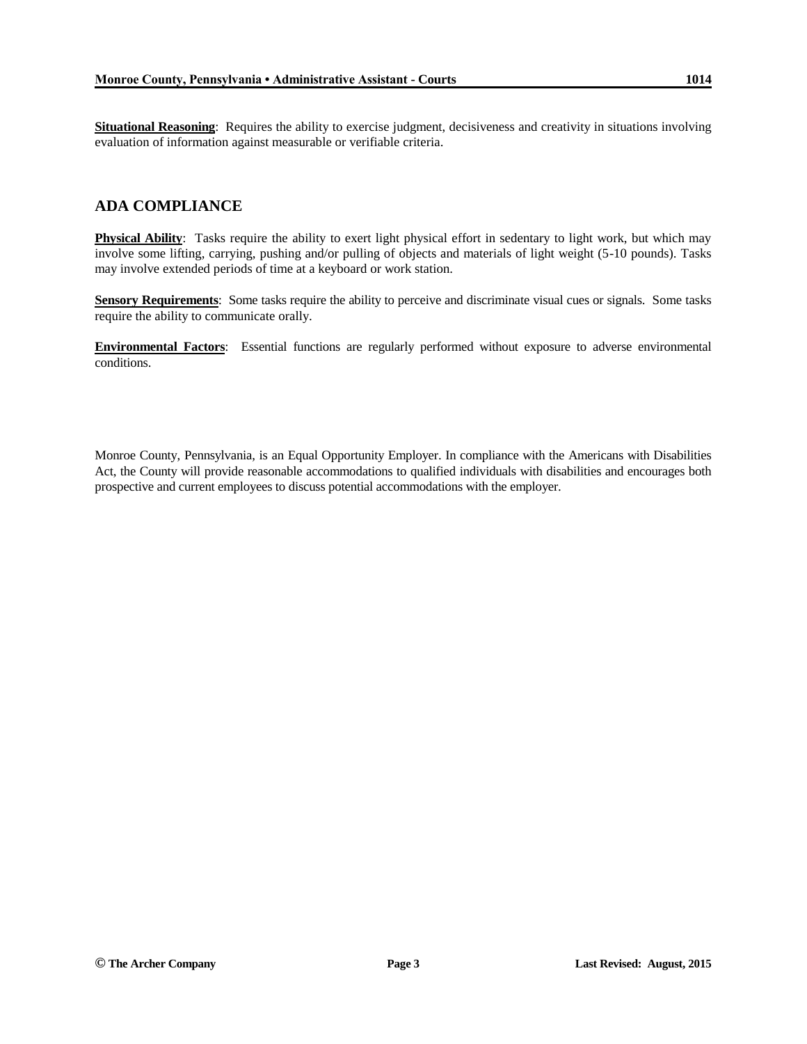**Situational Reasoning**: Requires the ability to exercise judgment, decisiveness and creativity in situations involving evaluation of information against measurable or verifiable criteria.

## ADA COMPLIANCE

**Physical Ability**: Tasks require the ability to exert light physical effort in sedentary to light work, but which may involve some lifting, carrying, pushing and/or pulling of objects and materials of light weight (5-10 pounds). Tasks may involve extended periods of time at a keyboard or work station.

**Sensory Requirements**: Some tasks require the ability to perceive and discriminate visual cues or signals. Some tasks require the ability to communicate orally.

**Environmental Factors**: Essential functions are regularly performed without exposure to adverse environmental conditions.

Monroe County, Pennsylvania, is an Equal Opportunity Employer. In compliance with the Americans with Disabilities Act, the County will provide reasonable accommodations to qualified individuals with disabilities and encourages both prospective and current employees to discuss potential accommodations with the employer.